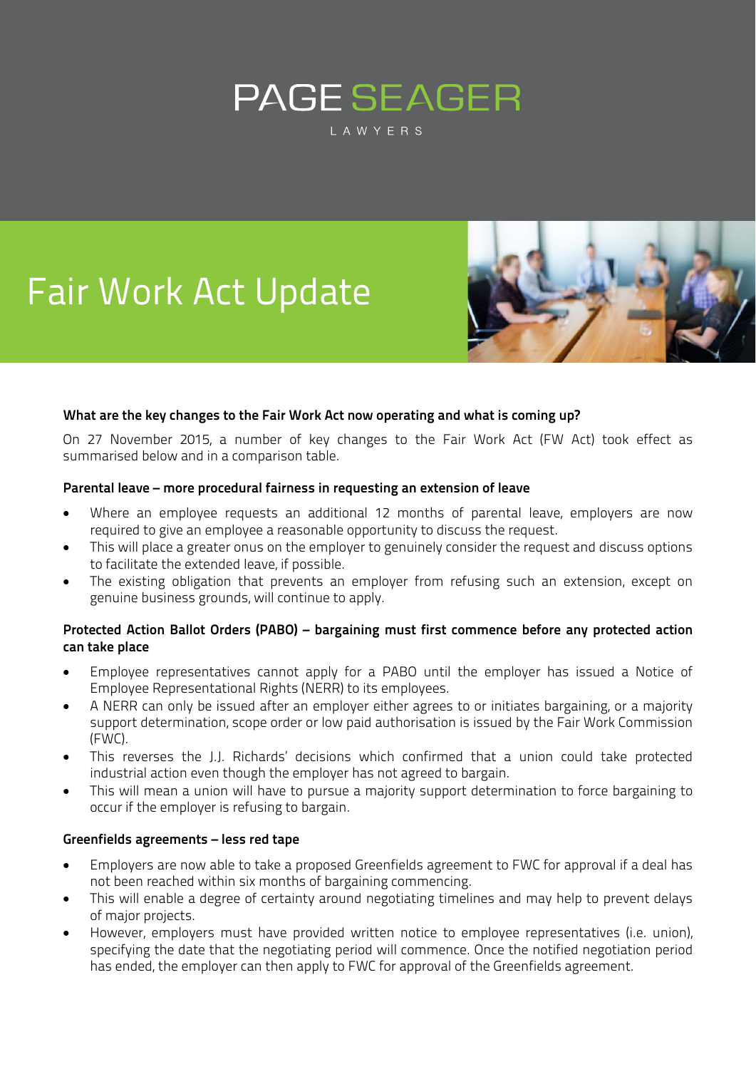PAGE SEAGER

LAWYERS

# Fair Work Act Update

**What are the key changes to the Fair Work Act now operating and what is coming up?**

On 27 November 2015, a number of key changes to the Fair Work Act (FW Act) took effect as summarised below and in a comparison table.

**Parental leave – more procedural fairness in requesting an extension of leave**

- Where an employee requests an additional 12 months of parental leave, employers are now required to give an employee a reasonable opportunity to discuss the request.
- This will place a greater onus on the employer to genuinely consider the request and discuss options to facilitate the extended leave, if possible.
- The existing obligation that prevents an employer from refusing such an extension, except on genuine business grounds, will continue to apply.

**Protected Action Ballot Orders (PABO) – bargaining must first commence before any protected action can take place**

- Employee representatives cannot apply for a PABO until the employer has issued a Notice of Employee Representational Rights (NERR) to its employees.
- A NERR can only be issued after an employer either agrees to or initiates bargaining, or a majority support determination, scope order or low paid authorisation is issued by the Fair Work Commission (FWC).
- This reverses the J.J. Richards' decisions which confirmed that a union could take protected industrial action even though the employer has not agreed to bargain.
- This will mean a union will have to pursue a majority support determination to force bargaining to occur if the employer is refusing to bargain.

**Greenfields agreements – less red tape**

- Employers are now able to take a proposed Greenfields agreement to FWC for approval if a deal has not been reached within six months of bargaining commencing.
- This will enable a degree of certainty around negotiating timelines and may help to prevent delays of major projects.
- However, employers must have provided written notice to employee representatives (i.e. union), specifying the date that the negotiating period will commence. Once the notified negotiation period has ended, the employer can then apply to FWC for approval of the Greenfields agreement.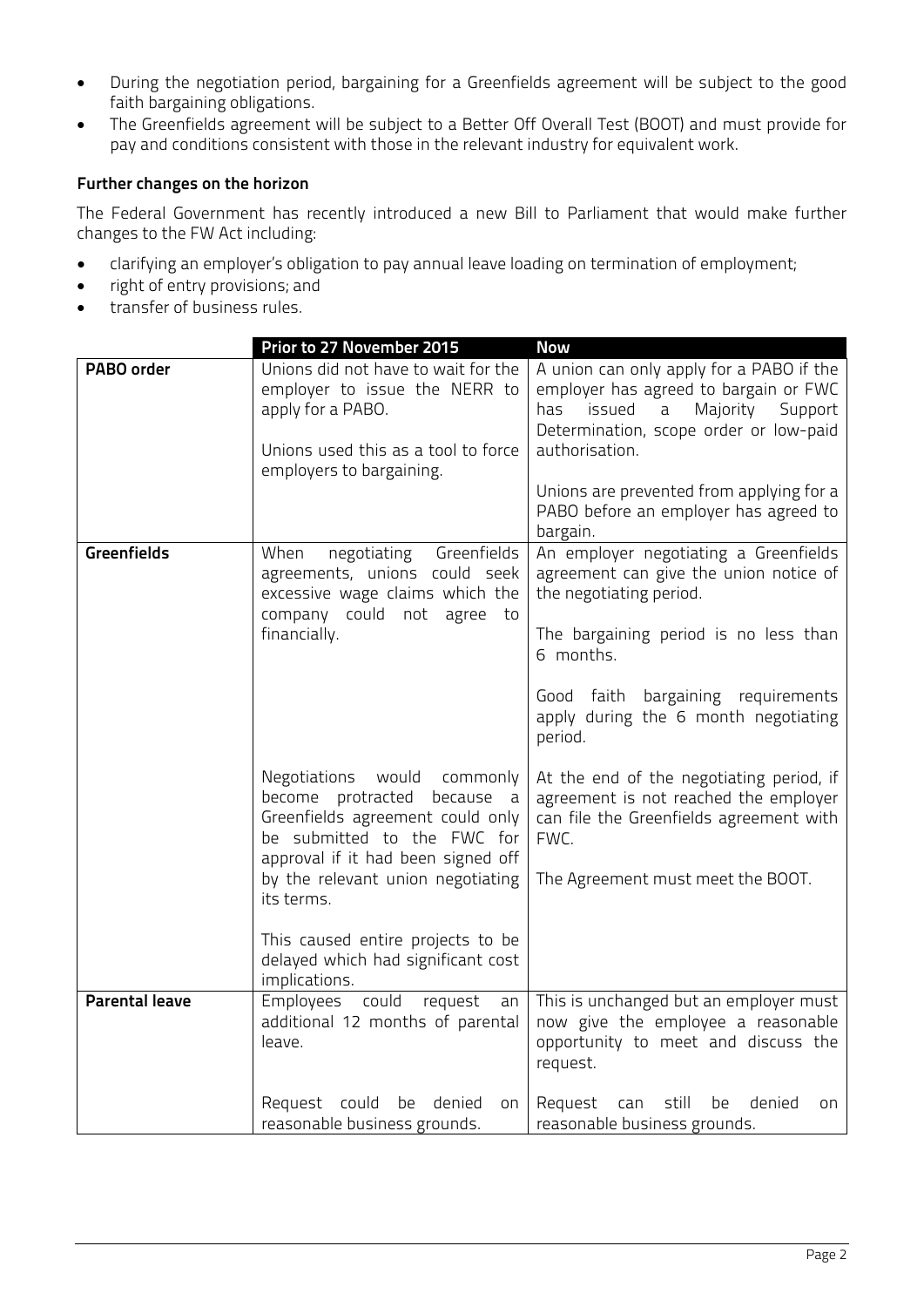- During the negotiation period, bargaining for a Greenfields agreement will be subject to the good faith bargaining obligations.
- The Greenfields agreement will be subject to a Better Off Overall Test (BOOT) and must provide for pay and conditions consistent with those in the relevant industry for equivalent work.

**Further changes on the horizon**

The Federal Government has recently introduced a new Bill to Parliament that would make further changes to the FW Act including:

- clarifying an employer's obligation to pay annual leave loading on termination of employment;
- right of entry provisions; and
- transfer of business rules.

| | Prior to 27 November 2015 | Now |
|---|---|---|
| **PABO order** | Unions did not have to wait for the employer to issue the NERR to apply for a PABO.<br><br>Unions used this as a tool to force employers to bargaining. | A union can only apply for a PABO if the employer has agreed to bargain or FWC has issued a Majority Support Determination, scope order or low-paid authorisation.<br><br>Unions are prevented from applying for a PABO before an employer has agreed to bargain. |
| **Greenfields** | When negotiating Greenfields agreements, unions could seek excessive wage claims which the company could not agree to financially.<br><br>Negotiations would commonly become protracted because a Greenfields agreement could only be submitted to the FWC for approval if it had been signed off by the relevant union negotiating its terms.<br><br>This caused entire projects to be delayed which had significant cost implications. | An employer negotiating a Greenfields agreement can give the union notice of the negotiating period.<br><br>The bargaining period is no less than 6 months.<br><br>Good faith bargaining requirements apply during the 6 month negotiating period.<br><br>At the end of the negotiating period, if agreement is not reached the employer can file the Greenfields agreement with FWC.<br><br>The Agreement must meet the BOOT. |
| **Parental leave** | Employees could request an additional 12 months of parental leave.<br><br>Request could be denied on reasonable business grounds. | This is unchanged but an employer must now give the employee a reasonable opportunity to meet and discuss the request.<br><br>Request can still be denied on reasonable business grounds. |